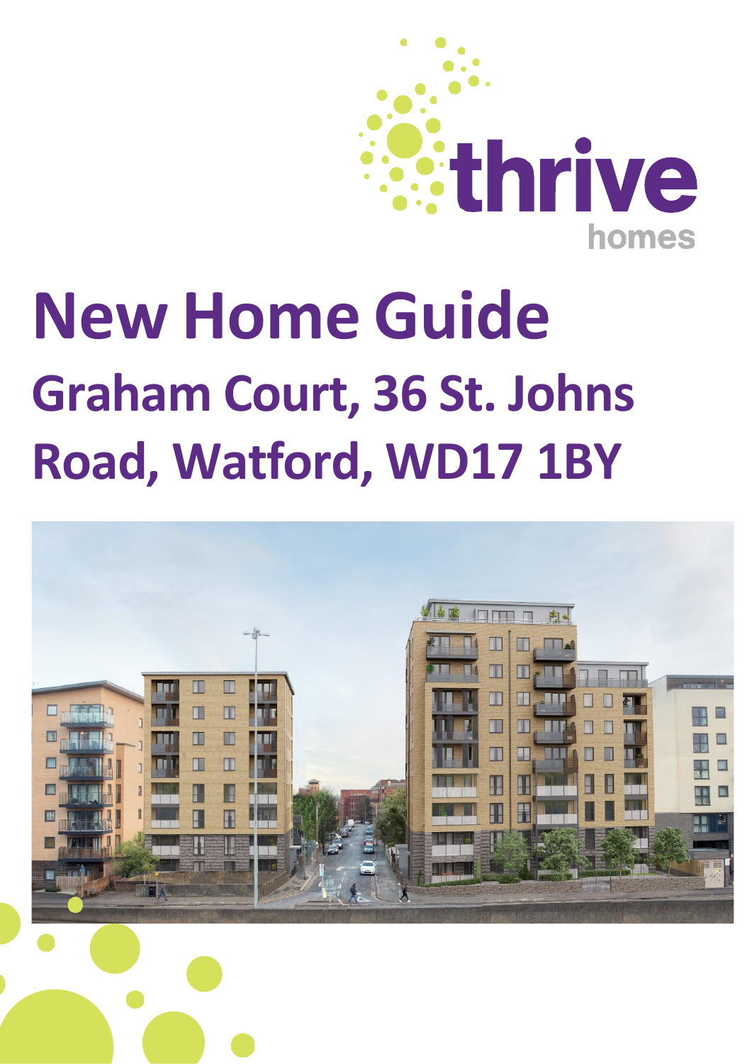thrive homes

# New Home Guide

## Graham Court, 36 St. Johns Road, Watford, WD17 1BY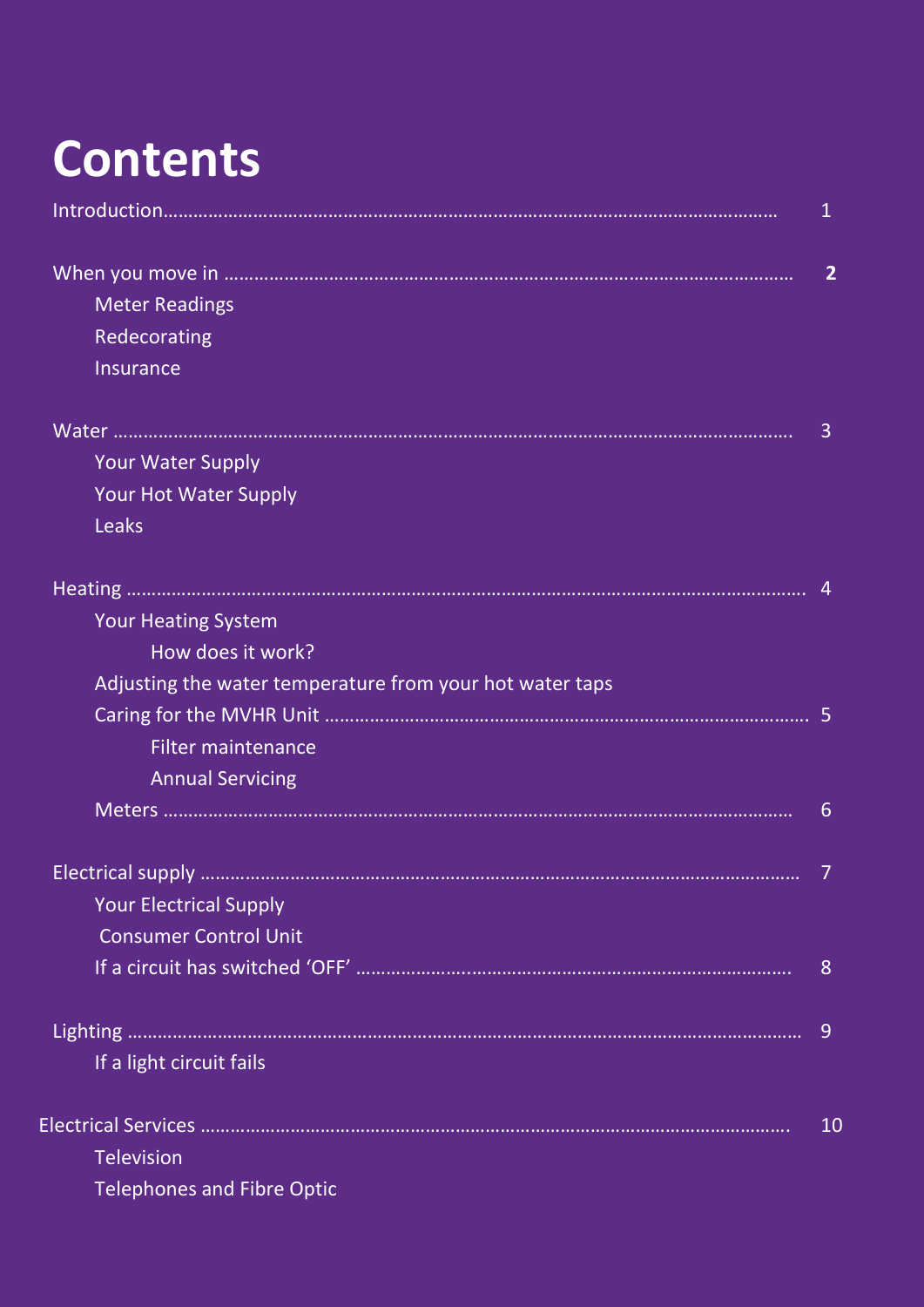# Contents

Introduction…………………………………………………………………………………………………………… 1

When you move in ……………………………………………………………………………………………… **2**

- Meter Readings
- Redecorating
- Insurance

Water ……………………………………………………………………………………………………………… 3

- Your Water Supply
- Your Hot Water Supply
- Leaks

Heating …………………………………………………………………………………………………………… 4

- Your Heating System
  - How does it work?
- Adjusting the water temperature from your hot water taps
- Caring for the MVHR Unit ……………………………………………………………………………… 5
  - Filter maintenance
  - Annual Servicing
- Meters ………………………………………………………………………………………………………… 6

Electrical supply ………………………………………………………………………………………………… 7

- Your Electrical Supply
- Consumer Control Unit
- If a circuit has switched 'OFF' …………………………………………………………………… 8

Lighting …………………………………………………………………………………………………………… 9

- If a light circuit fails

Electrical Services ……………………………………………………………………………………………… 10

- Television
- Telephones and Fibre Optic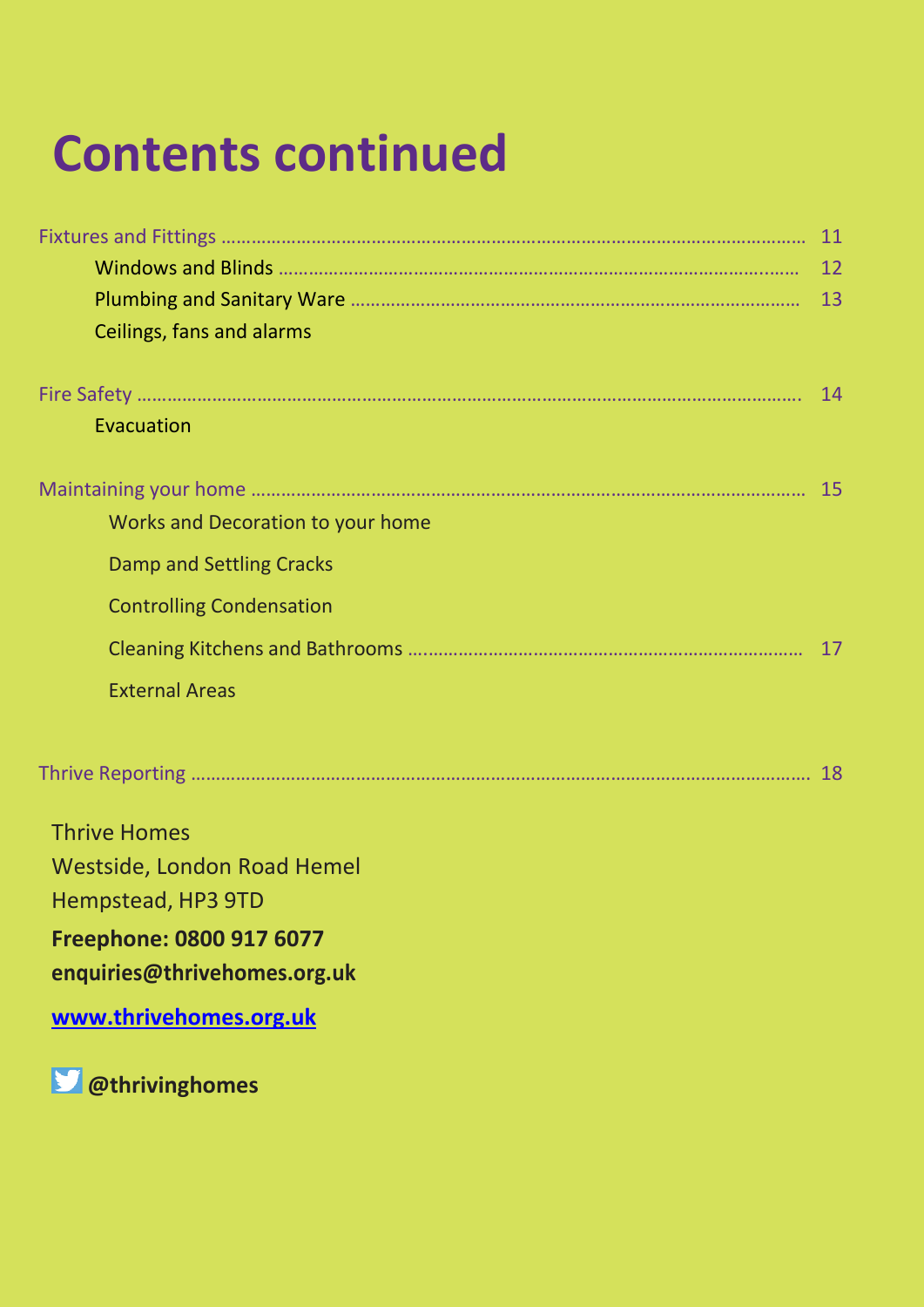# Contents continued

| | |
|---|---|
| Fixtures and Fittings | 11 |
| Windows and Blinds | 12 |
| Plumbing and Sanitary Ware | 13 |
| Ceilings, fans and alarms | |
| Fire Safety | 14 |
| Evacuation | |
| Maintaining your home | 15 |
| Works and Decoration to your home | |
| Damp and Settling Cracks | |
| Controlling Condensation | |
| Cleaning Kitchens and Bathrooms | 17 |
| External Areas | |
| Thrive Reporting | 18 |

Thrive Homes
Westside, London Road Hemel
Hempstead, HP3 9TD

**Freephone: 0800 917 6077**
**enquiries@thrivehomes.org.uk**

**www.thrivehomes.org.uk**

**@thrivinghomes**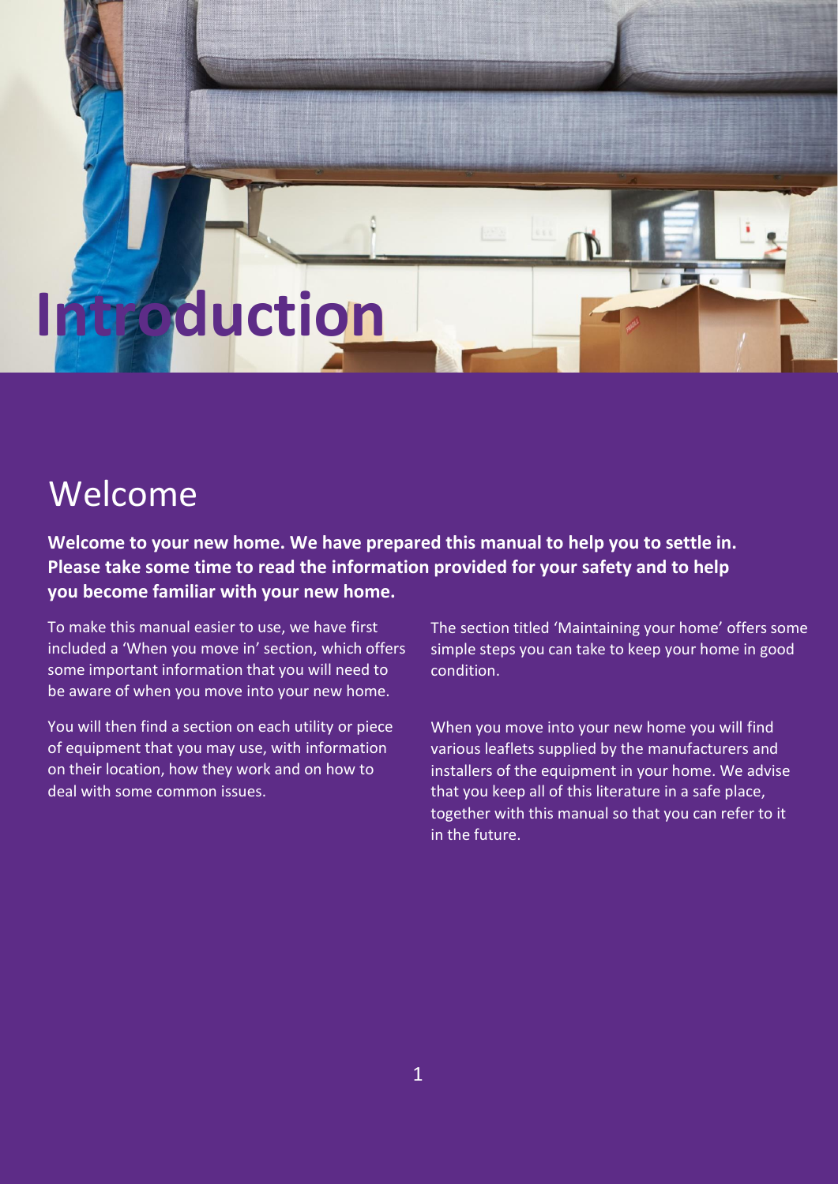# Introduction

## Welcome

**Welcome to your new home. We have prepared this manual to help you to settle in. Please take some time to read the information provided for your safety and to help you become familiar with your new home.**

To make this manual easier to use, we have first included a 'When you move in' section, which offers some important information that you will need to be aware of when you move into your new home.

You will then find a section on each utility or piece of equipment that you may use, with information on their location, how they work and on how to deal with some common issues.

The section titled 'Maintaining your home' offers some simple steps you can take to keep your home in good condition.

When you move into your new home you will find various leaflets supplied by the manufacturers and installers of the equipment in your home. We advise that you keep all of this literature in a safe place, together with this manual so that you can refer to it in the future.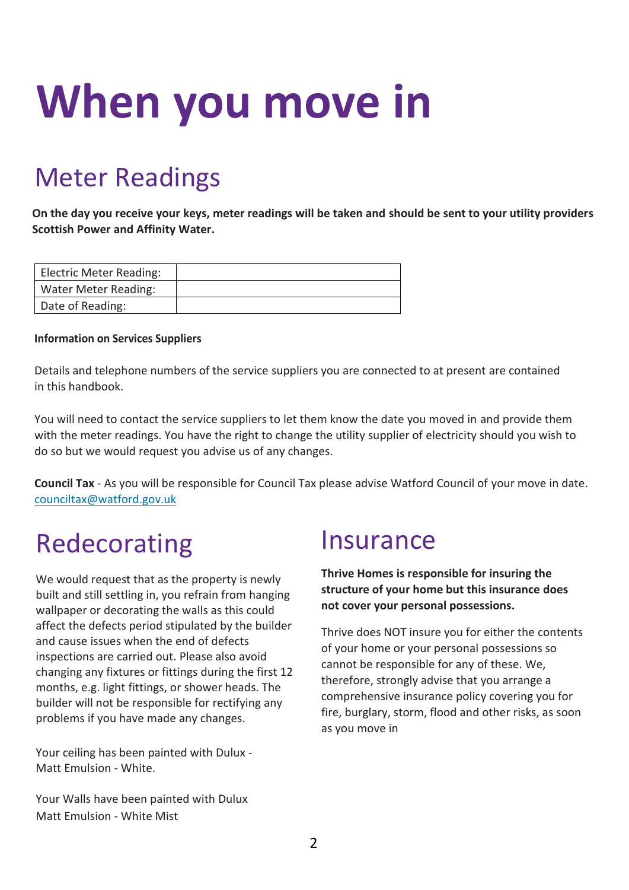# When you move in

## Meter Readings

**On the day you receive your keys, meter readings will be taken and should be sent to your utility providers Scottish Power and Affinity Water.**

| Electric Meter Reading: | |
|---|---|
| Water Meter Reading: | |
| Date of Reading: | |

**Information on Services Suppliers**

Details and telephone numbers of the service suppliers you are connected to at present are contained in this handbook.

You will need to contact the service suppliers to let them know the date you moved in and provide them with the meter readings. You have the right to change the utility supplier of electricity should you wish to do so but we would request you advise us of any changes.

**Council Tax** - As you will be responsible for Council Tax please advise Watford Council of your move in date. [counciltax@watford.gov.uk](mailto:counciltax@watford.gov.uk)

## Redecorating

We would request that as the property is newly built and still settling in, you refrain from hanging wallpaper or decorating the walls as this could affect the defects period stipulated by the builder and cause issues when the end of defects inspections are carried out. Please also avoid changing any fixtures or fittings during the first 12 months, e.g. light fittings, or shower heads. The builder will not be responsible for rectifying any problems if you have made any changes.

Your ceiling has been painted with Dulux - Matt Emulsion - White.

Your Walls have been painted with Dulux Matt Emulsion - White Mist

## Insurance

**Thrive Homes is responsible for insuring the structure of your home but this insurance does not cover your personal possessions.**

Thrive does NOT insure you for either the contents of your home or your personal possessions so cannot be responsible for any of these. We, therefore, strongly advise that you arrange a comprehensive insurance policy covering you for fire, burglary, storm, flood and other risks, as soon as you move in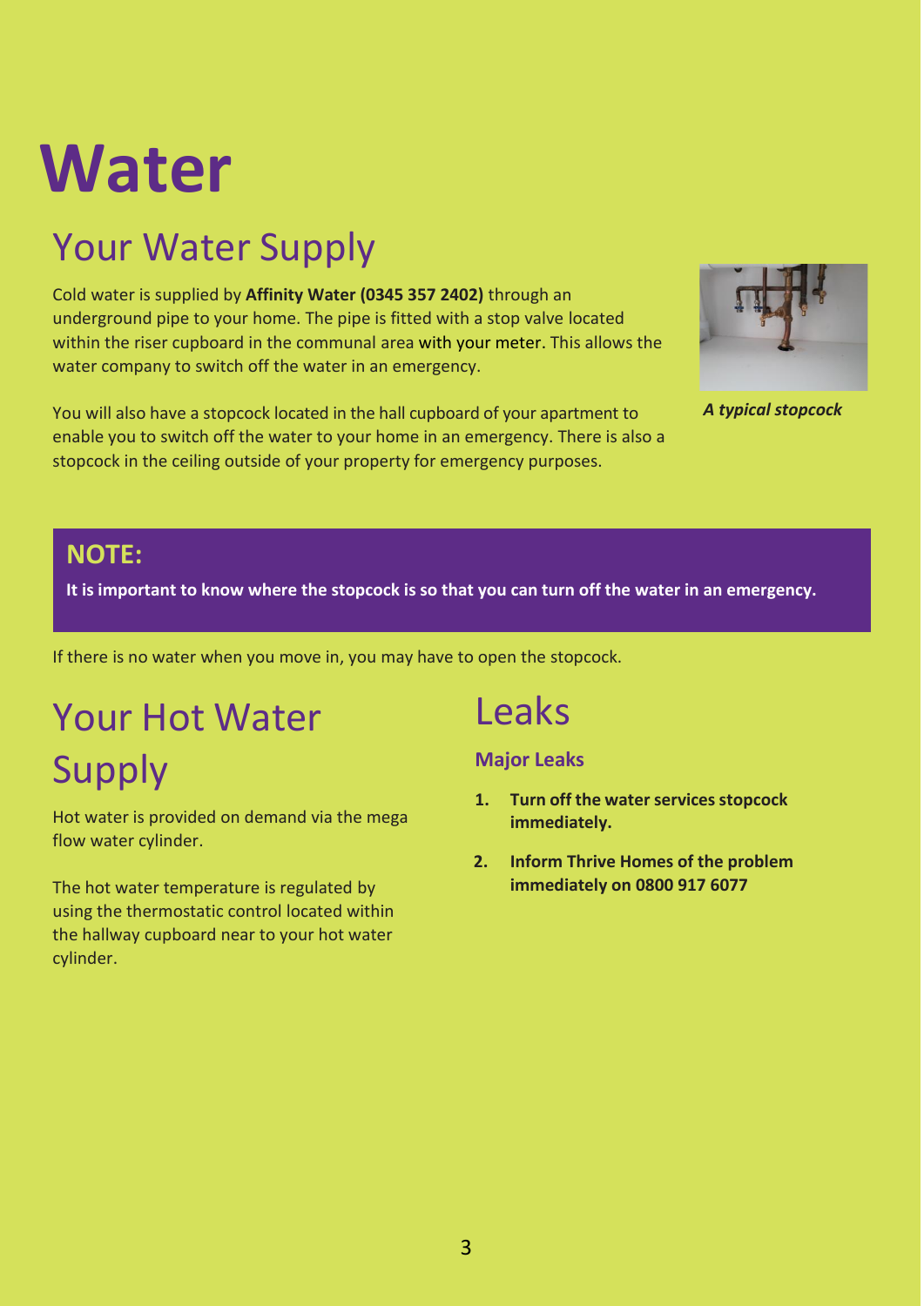# Water

## Your Water Supply

Cold water is supplied by **Affinity Water (0345 357 2402)** through an underground pipe to your home. The pipe is fitted with a stop valve located within the riser cupboard in the communal area with your meter. This allows the water company to switch off the water in an emergency.

You will also have a stopcock located in the hall cupboard of your apartment to enable you to switch off the water to your home in an emergency. There is also a stopcock in the ceiling outside of your property for emergency purposes.

***A typical stopcock***

**NOTE:**

**It is important to know where the stopcock is so that you can turn off the water in an emergency.**

If there is no water when you move in, you may have to open the stopcock.

## Your Hot Water Supply

Hot water is provided on demand via the mega flow water cylinder.

The hot water temperature is regulated by using the thermostatic control located within the hallway cupboard near to your hot water cylinder.

## Leaks

### Major Leaks

1. **Turn off the water services stopcock immediately.**
2. **Inform Thrive Homes of the problem immediately on 0800 917 6077**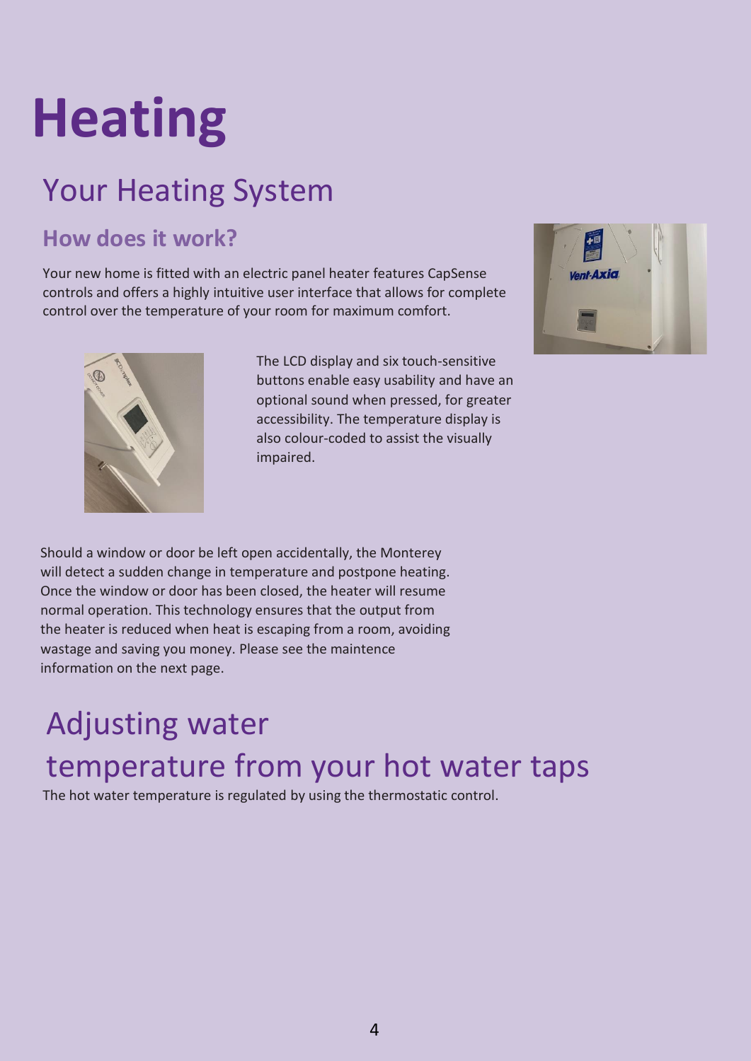# Heating

## Your Heating System

### How does it work?

Your new home is fitted with an electric panel heater features CapSense controls and offers a highly intuitive user interface that allows for complete control over the temperature of your room for maximum comfort.

The LCD display and six touch-sensitive buttons enable easy usability and have an optional sound when pressed, for greater accessibility. The temperature display is also colour-coded to assist the visually impaired.

Should a window or door be left open accidentally, the Monterey will detect a sudden change in temperature and postpone heating. Once the window or door has been closed, the heater will resume normal operation. This technology ensures that the output from the heater is reduced when heat is escaping from a room, avoiding wastage and saving you money. Please see the maintence information on the next page.

## Adjusting water temperature from your hot water taps

The hot water temperature is regulated by using the thermostatic control.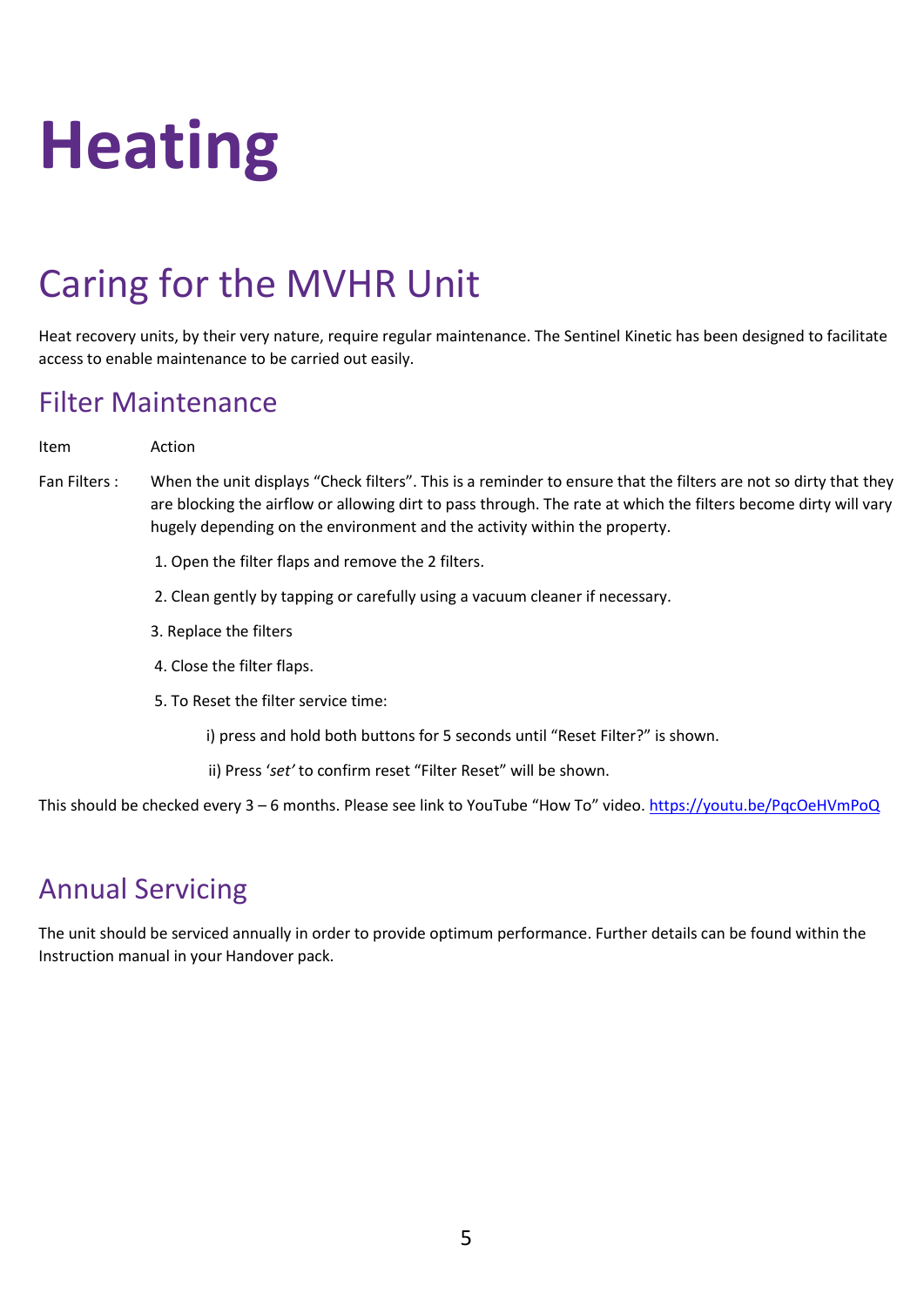# Heating

## Caring for the MVHR Unit

Heat recovery units, by their very nature, require regular maintenance. The Sentinel Kinetic has been designed to facilitate access to enable maintenance to be carried out easily.

### Filter Maintenance

Item Action

Fan Filters : When the unit displays "Check filters". This is a reminder to ensure that the filters are not so dirty that they are blocking the airflow or allowing dirt to pass through. The rate at which the filters become dirty will vary hugely depending on the environment and the activity within the property.

1. Open the filter flaps and remove the 2 filters.
2. Clean gently by tapping or carefully using a vacuum cleaner if necessary.
3. Replace the filters
4. Close the filter flaps.
5. To Reset the filter service time:

   i) press and hold both buttons for 5 seconds until "Reset Filter?" is shown.

   ii) Press '*set*' to confirm reset "Filter Reset" will be shown.

This should be checked every 3 – 6 months. Please see link to YouTube "How To" video. https://youtu.be/PqcOeHVmPoQ

### Annual Servicing

The unit should be serviced annually in order to provide optimum performance. Further details can be found within the Instruction manual in your Handover pack.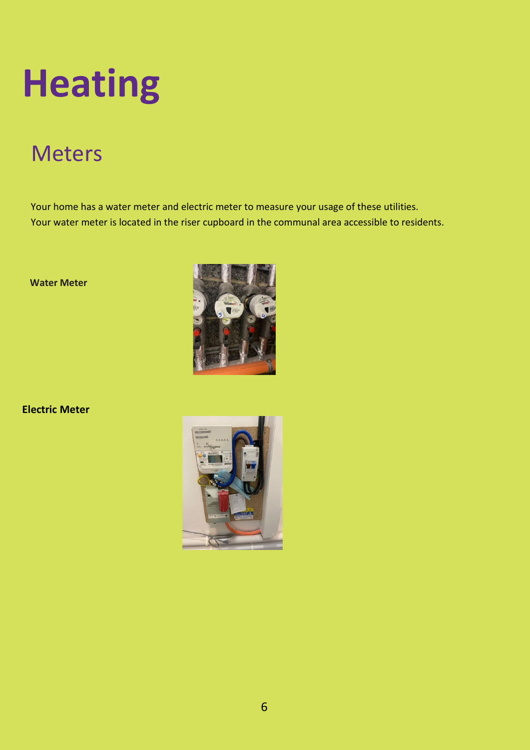# Heating

## Meters

Your home has a water meter and electric meter to measure your usage of these utilities.
Your water meter is located in the riser cupboard in the communal area accessible to residents.

**Water Meter**

**Electric Meter**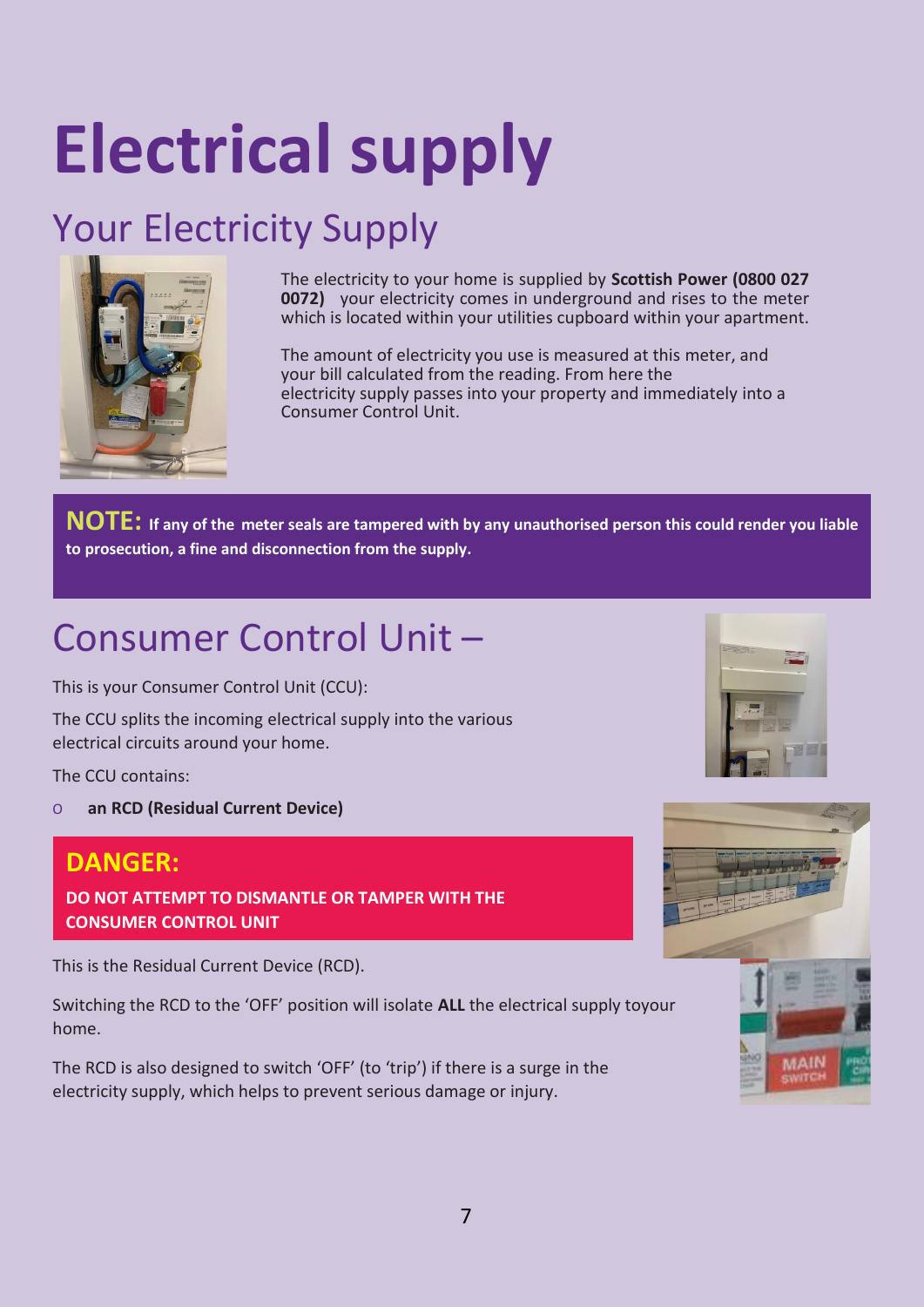# Electrical supply

## Your Electricity Supply

The electricity to your home is supplied by **Scottish Power (0800 027 0072)** your electricity comes in underground and rises to the meter which is located within your utilities cupboard within your apartment.

The amount of electricity you use is measured at this meter, and your bill calculated from the reading. From here the electricity supply passes into your property and immediately into a Consumer Control Unit.

**NOTE: If any of the meter seals are tampered with by any unauthorised person this could render you liable to prosecution, a fine and disconnection from the supply.**

## Consumer Control Unit –

This is your Consumer Control Unit (CCU):

The CCU splits the incoming electrical supply into the various electrical circuits around your home.

The CCU contains:

- **an RCD (Residual Current Device)**

**DANGER:**

**DO NOT ATTEMPT TO DISMANTLE OR TAMPER WITH THE CONSUMER CONTROL UNIT**

This is the Residual Current Device (RCD).

Switching the RCD to the 'OFF' position will isolate **ALL** the electrical supply toyour home.

The RCD is also designed to switch 'OFF' (to 'trip') if there is a surge in the electricity supply, which helps to prevent serious damage or injury.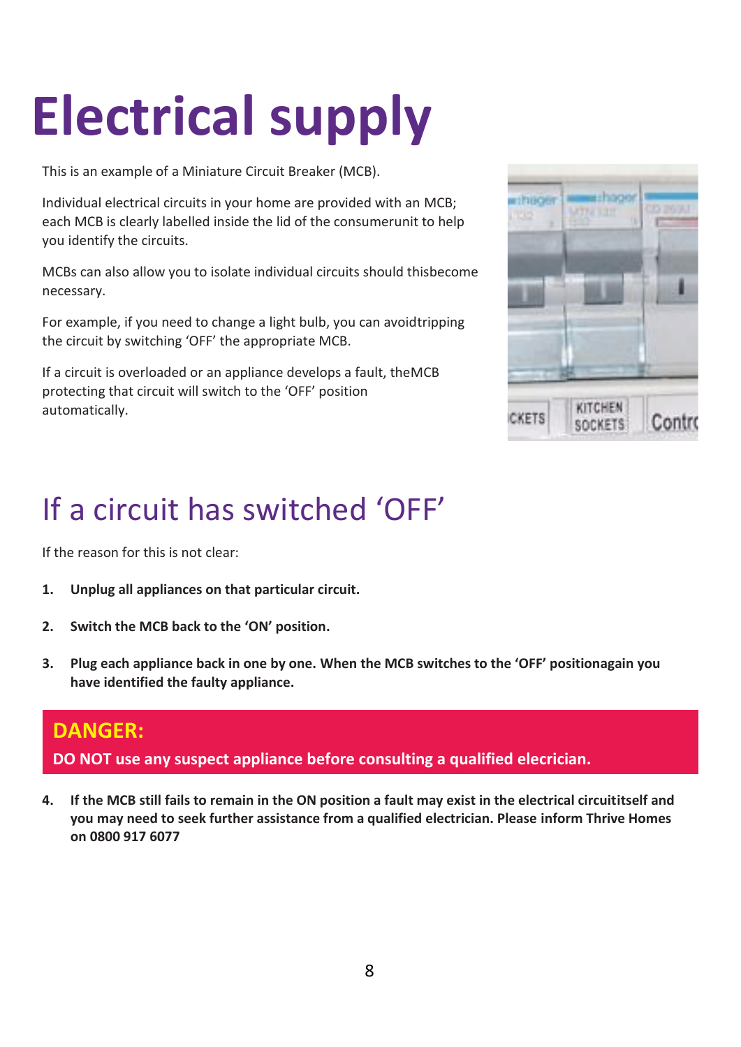# Electrical supply

This is an example of a Miniature Circuit Breaker (MCB).

Individual electrical circuits in your home are provided with an MCB; each MCB is clearly labelled inside the lid of the consumerunit to help you identify the circuits.

MCBs can also allow you to isolate individual circuits should thisbecome necessary.

For example, if you need to change a light bulb, you can avoidtripping the circuit by switching 'OFF' the appropriate MCB.

If a circuit is overloaded or an appliance develops a fault, theMCB protecting that circuit will switch to the 'OFF' position automatically.

## If a circuit has switched 'OFF'

If the reason for this is not clear:

1. **Unplug all appliances on that particular circuit.**
2. **Switch the MCB back to the 'ON' position.**
3. **Plug each appliance back in one by one. When the MCB switches to the 'OFF' positionagain you have identified the faulty appliance.**

**DANGER:**

**DO NOT use any suspect appliance before consulting a qualified elecrician.**

4. **If the MCB still fails to remain in the ON position a fault may exist in the electrical circuititself and you may need to seek further assistance from a qualified electrician. Please inform Thrive Homes on 0800 917 6077**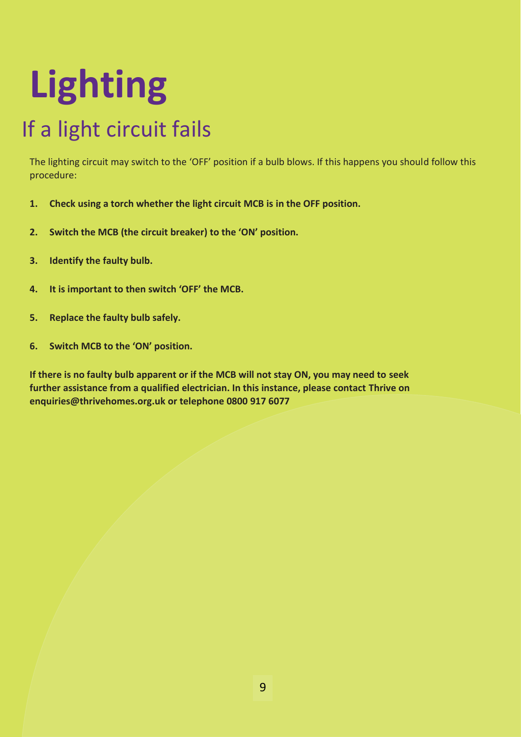# Lighting

## If a light circuit fails

The lighting circuit may switch to the 'OFF' position if a bulb blows. If this happens you should follow this procedure:

1. **Check using a torch whether the light circuit MCB is in the OFF position.**
2. **Switch the MCB (the circuit breaker) to the 'ON' position.**
3. **Identify the faulty bulb.**
4. **It is important to then switch 'OFF' the MCB.**
5. **Replace the faulty bulb safely.**
6. **Switch MCB to the 'ON' position.**

**If there is no faulty bulb apparent or if the MCB will not stay ON, you may need to seek further assistance from a qualified electrician. In this instance, please contact Thrive on enquiries@thrivehomes.org.uk or telephone 0800 917 6077**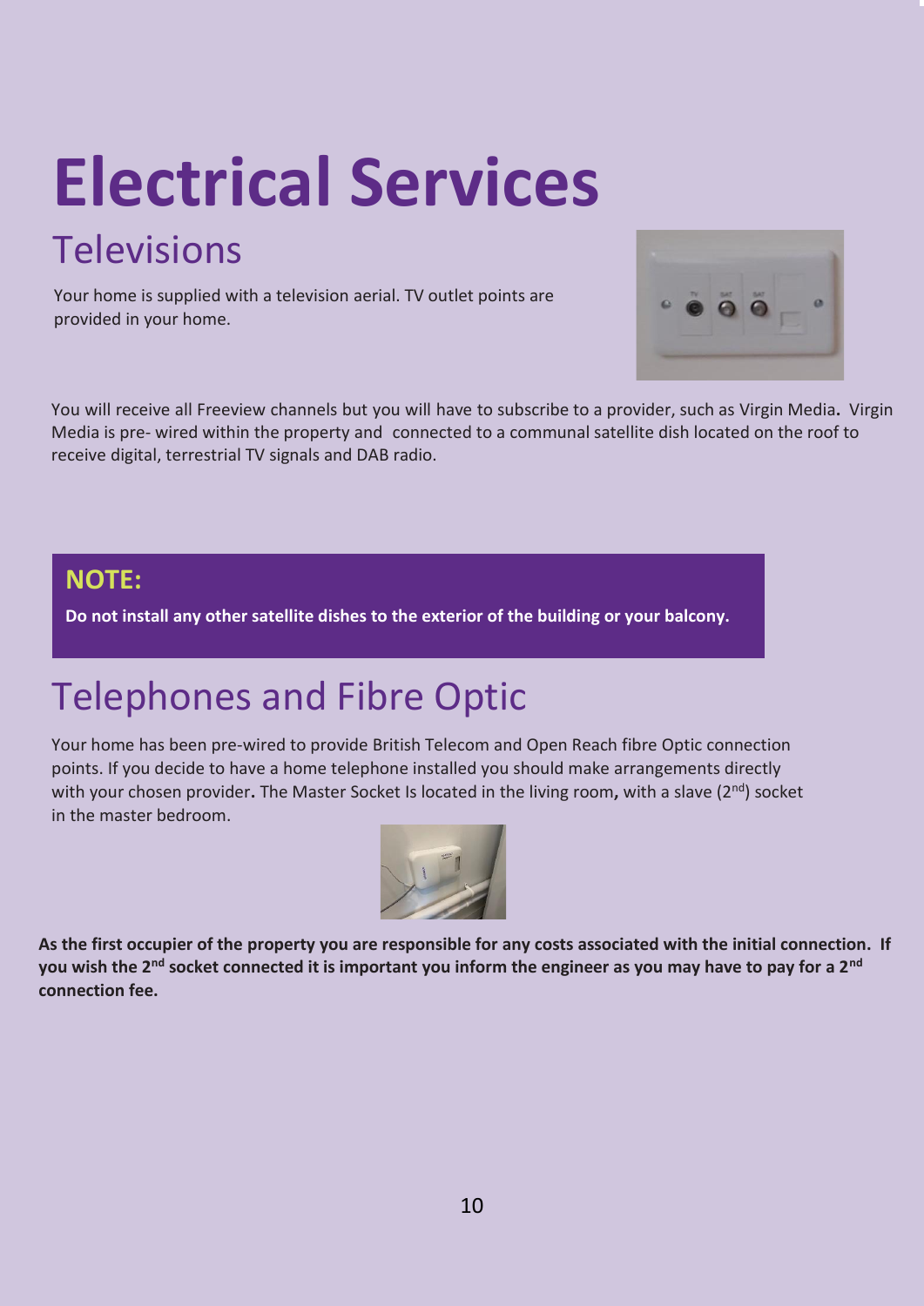# Electrical Services

## Televisions

Your home is supplied with a television aerial. TV outlet points are provided in your home.

You will receive all Freeview channels but you will have to subscribe to a provider, such as Virgin Media. Virgin Media is pre- wired within the property and connected to a communal satellite dish located on the roof to receive digital, terrestrial TV signals and DAB radio.

> **NOTE:**
>
> **Do not install any other satellite dishes to the exterior of the building or your balcony.**

## Telephones and Fibre Optic

Your home has been pre-wired to provide British Telecom and Open Reach fibre Optic connection points. If you decide to have a home telephone installed you should make arrangements directly with your chosen provider. The Master Socket Is located in the living room, with a slave (2nd) socket in the master bedroom.

**As the first occupier of the property you are responsible for any costs associated with the initial connection. If you wish the 2nd socket connected it is important you inform the engineer as you may have to pay for a 2nd connection fee.**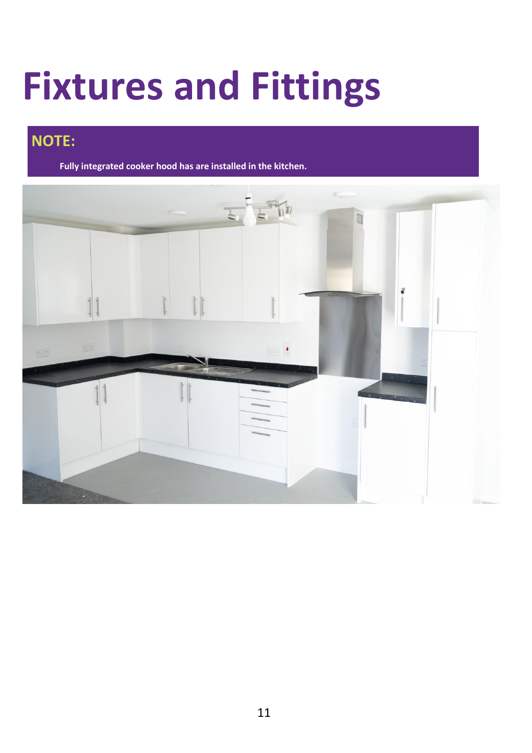# Fixtures and Fittings

**NOTE:**

**Fully integrated cooker hood has are installed in the kitchen.**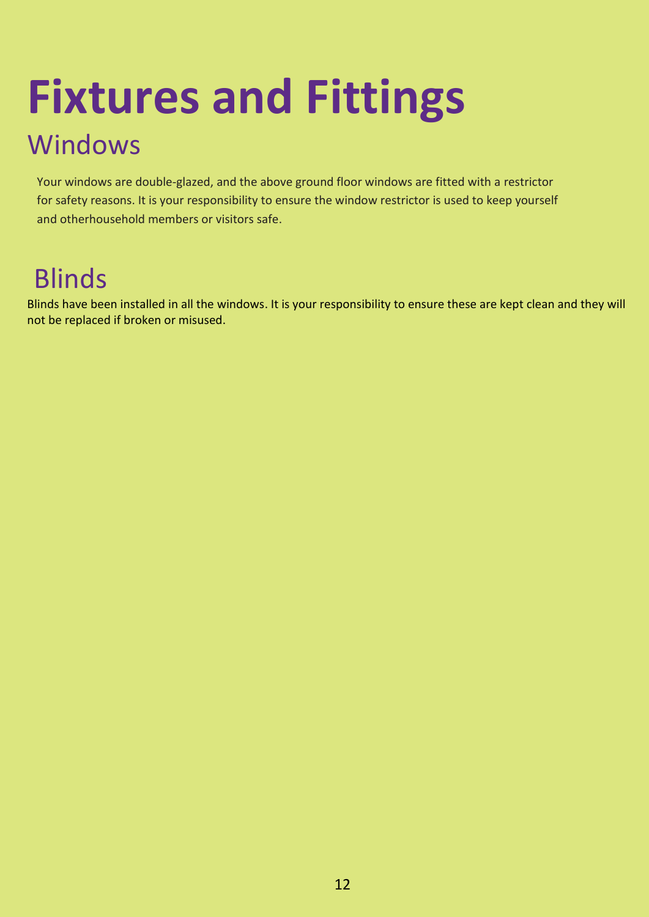# Fixtures and Fittings

## Windows

Your windows are double-glazed, and the above ground floor windows are fitted with a restrictor for safety reasons. It is your responsibility to ensure the window restrictor is used to keep yourself and otherhousehold members or visitors safe.

## Blinds

Blinds have been installed in all the windows. It is your responsibility to ensure these are kept clean and they will not be replaced if broken or misused.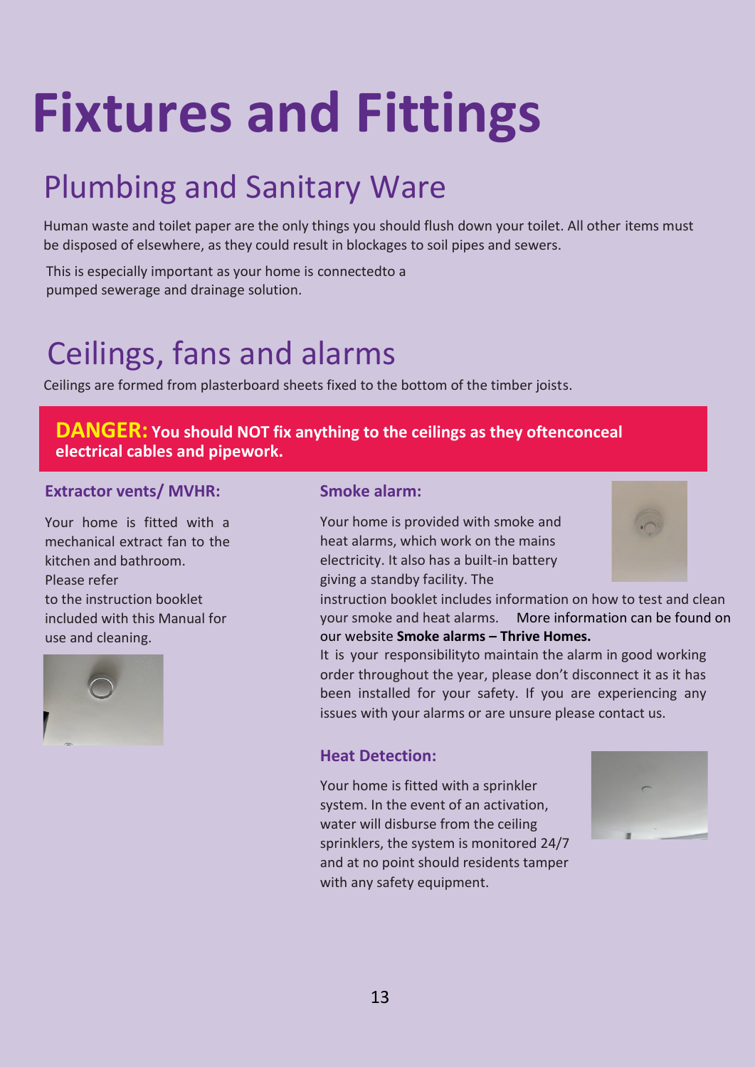# Fixtures and Fittings

## Plumbing and Sanitary Ware

Human waste and toilet paper are the only things you should flush down your toilet. All other items must be disposed of elsewhere, as they could result in blockages to soil pipes and sewers.

This is especially important as your home is connectedto a pumped sewerage and drainage solution.

## Ceilings, fans and alarms

Ceilings are formed from plasterboard sheets fixed to the bottom of the timber joists.

**DANGER: You should NOT fix anything to the ceilings as they oftenconceal electrical cables and pipework.**

### Extractor vents/ MVHR:

Your home is fitted with a mechanical extract fan to the kitchen and bathroom. Please refer to the instruction booklet included with this Manual for use and cleaning.

### Smoke alarm:

Your home is provided with smoke and heat alarms, which work on the mains electricity. It also has a built-in battery giving a standby facility. The instruction booklet includes information on how to test and clean your smoke and heat alarms. More information can be found on our website **Smoke alarms – Thrive Homes.**

It is your responsibilityto maintain the alarm in good working order throughout the year, please don't disconnect it as it has been installed for your safety. If you are experiencing any issues with your alarms or are unsure please contact us.

### Heat Detection:

Your home is fitted with a sprinkler system. In the event of an activation, water will disburse from the ceiling sprinklers, the system is monitored 24/7 and at no point should residents tamper with any safety equipment.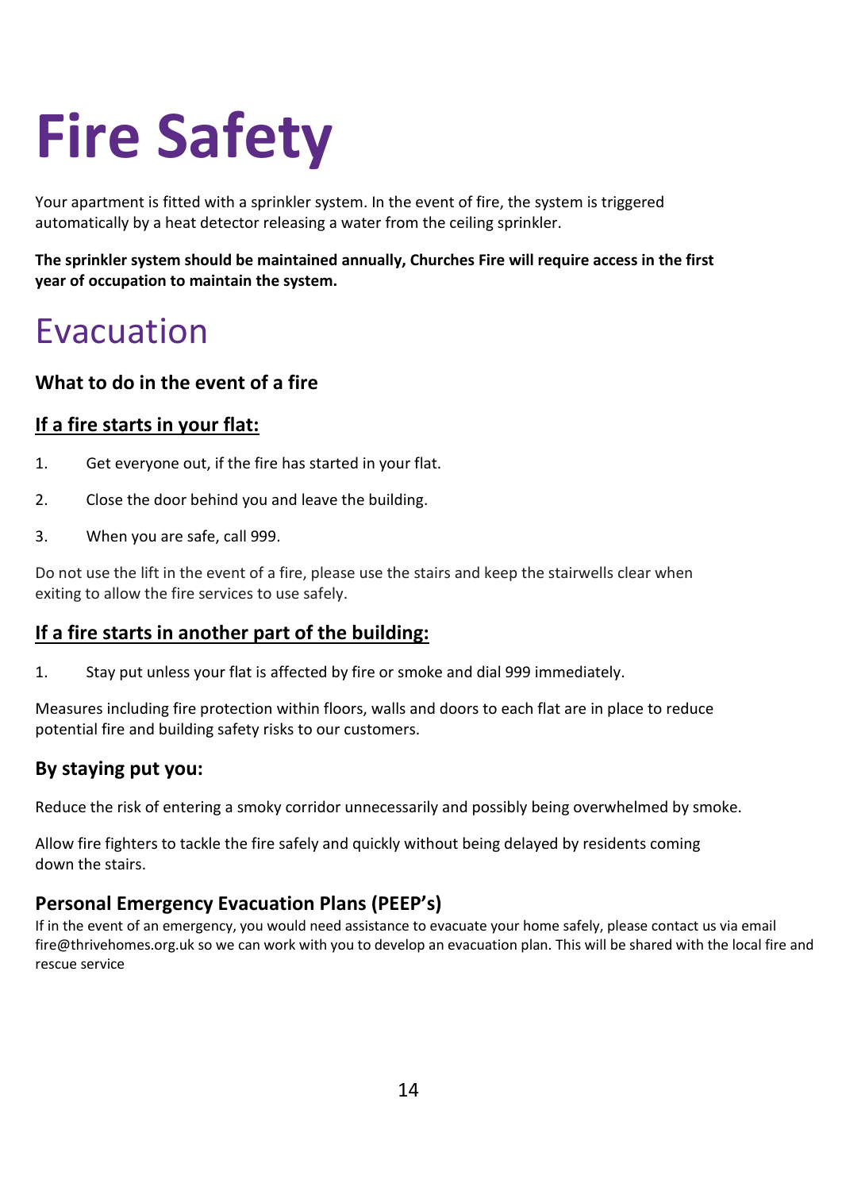# Fire Safety

Your apartment is fitted with a sprinkler system. In the event of fire, the system is triggered automatically by a heat detector releasing a water from the ceiling sprinkler.

**The sprinkler system should be maintained annually, Churches Fire will require access in the first year of occupation to maintain the system.**

## Evacuation

### What to do in the event of a fire

#### <u>If a fire starts in your flat:</u>

1. Get everyone out, if the fire has started in your flat.
2. Close the door behind you and leave the building.
3. When you are safe, call 999.

Do not use the lift in the event of a fire, please use the stairs and keep the stairwells clear when exiting to allow the fire services to use safely.

#### <u>If a fire starts in another part of the building:</u>

1. Stay put unless your flat is affected by fire or smoke and dial 999 immediately.

Measures including fire protection within floors, walls and doors to each flat are in place to reduce potential fire and building safety risks to our customers.

### By staying put you:

Reduce the risk of entering a smoky corridor unnecessarily and possibly being overwhelmed by smoke.

Allow fire fighters to tackle the fire safely and quickly without being delayed by residents coming down the stairs.

### Personal Emergency Evacuation Plans (PEEP's)

If in the event of an emergency, you would need assistance to evacuate your home safely, please contact us via email fire@thrivehomes.org.uk so we can work with you to develop an evacuation plan. This will be shared with the local fire and rescue service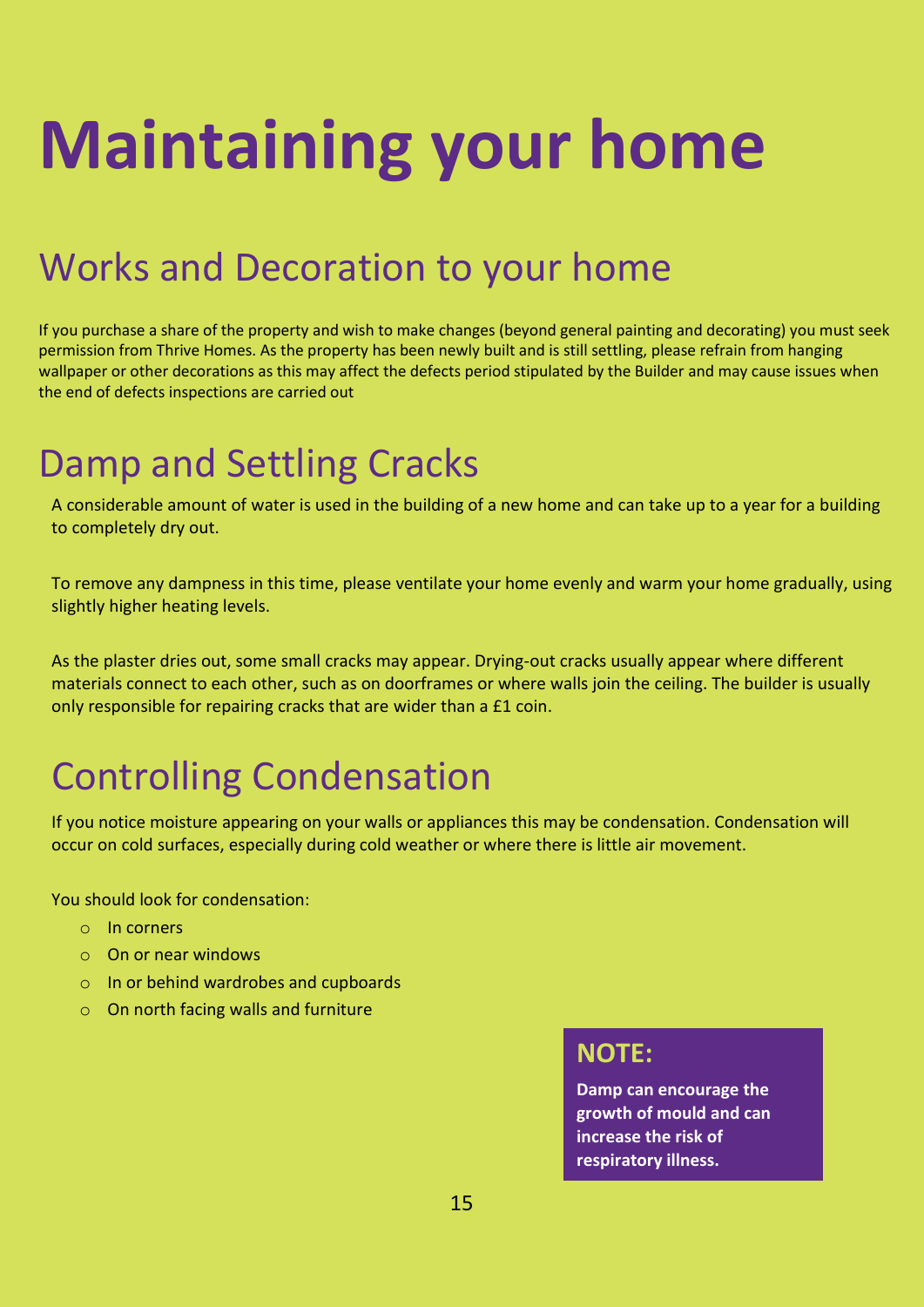# Maintaining your home

## Works and Decoration to your home

If you purchase a share of the property and wish to make changes (beyond general painting and decorating) you must seek permission from Thrive Homes. As the property has been newly built and is still settling, please refrain from hanging wallpaper or other decorations as this may affect the defects period stipulated by the Builder and may cause issues when the end of defects inspections are carried out

## Damp and Settling Cracks

A considerable amount of water is used in the building of a new home and can take up to a year for a building to completely dry out.

To remove any dampness in this time, please ventilate your home evenly and warm your home gradually, using slightly higher heating levels.

As the plaster dries out, some small cracks may appear. Drying-out cracks usually appear where different materials connect to each other, such as on doorframes or where walls join the ceiling. The builder is usually only responsible for repairing cracks that are wider than a £1 coin.

## Controlling Condensation

If you notice moisture appearing on your walls or appliances this may be condensation. Condensation will occur on cold surfaces, especially during cold weather or where there is little air movement.

You should look for condensation:

- In corners
- On or near windows
- In or behind wardrobes and cupboards
- On north facing walls and furniture

**NOTE:**

**Damp can encourage the growth of mould and can increase the risk of respiratory illness.**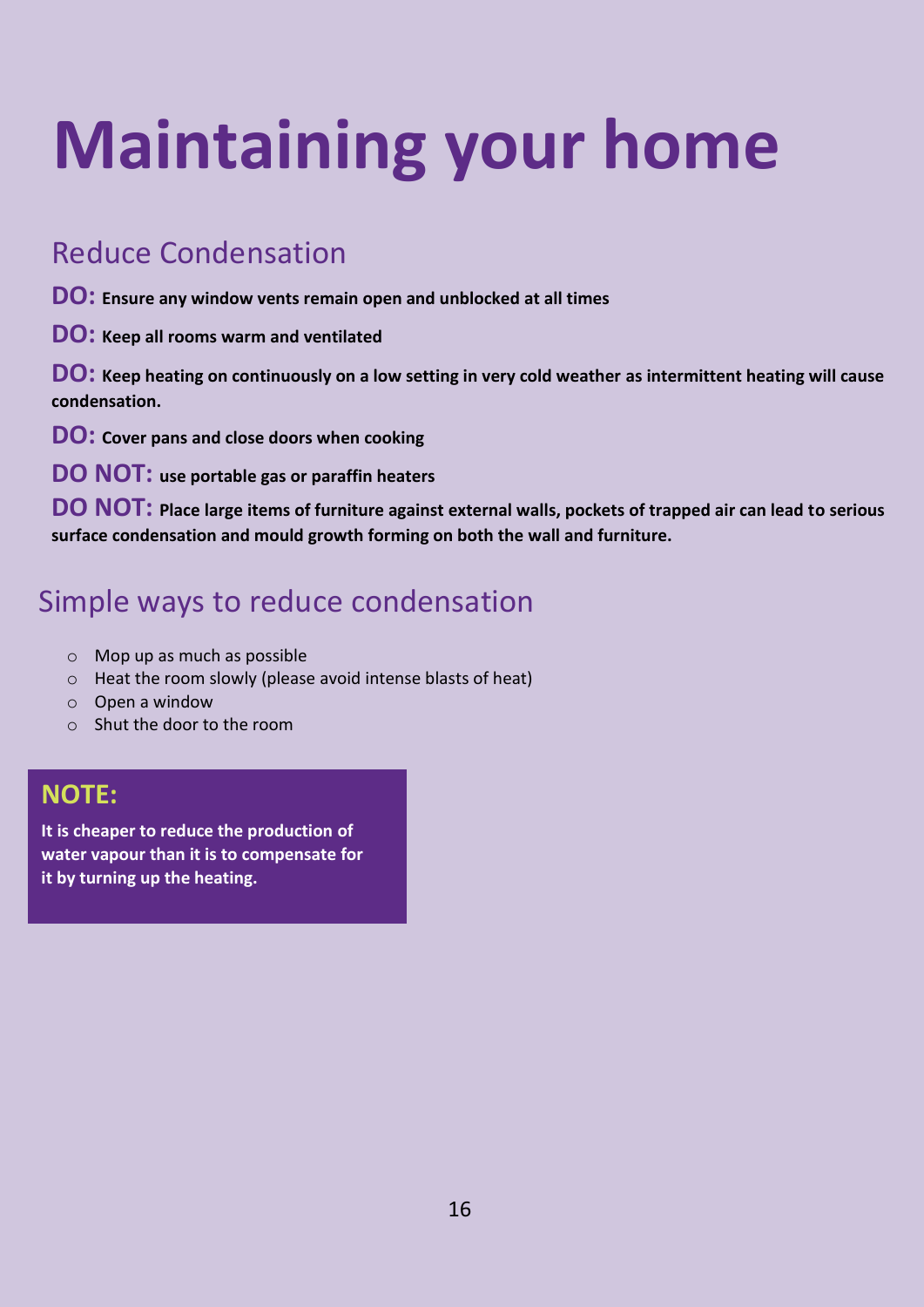# Maintaining your home

## Reduce Condensation

**DO: Ensure any window vents remain open and unblocked at all times**

**DO: Keep all rooms warm and ventilated**

**DO: Keep heating on continuously on a low setting in very cold weather as intermittent heating will cause condensation.**

**DO: Cover pans and close doors when cooking**

**DO NOT: use portable gas or paraffin heaters**

**DO NOT: Place large items of furniture against external walls, pockets of trapped air can lead to serious surface condensation and mould growth forming on both the wall and furniture.**

## Simple ways to reduce condensation

- Mop up as much as possible
- Heat the room slowly (please avoid intense blasts of heat)
- Open a window
- Shut the door to the room

**NOTE:**

**It is cheaper to reduce the production of water vapour than it is to compensate for it by turning up the heating.**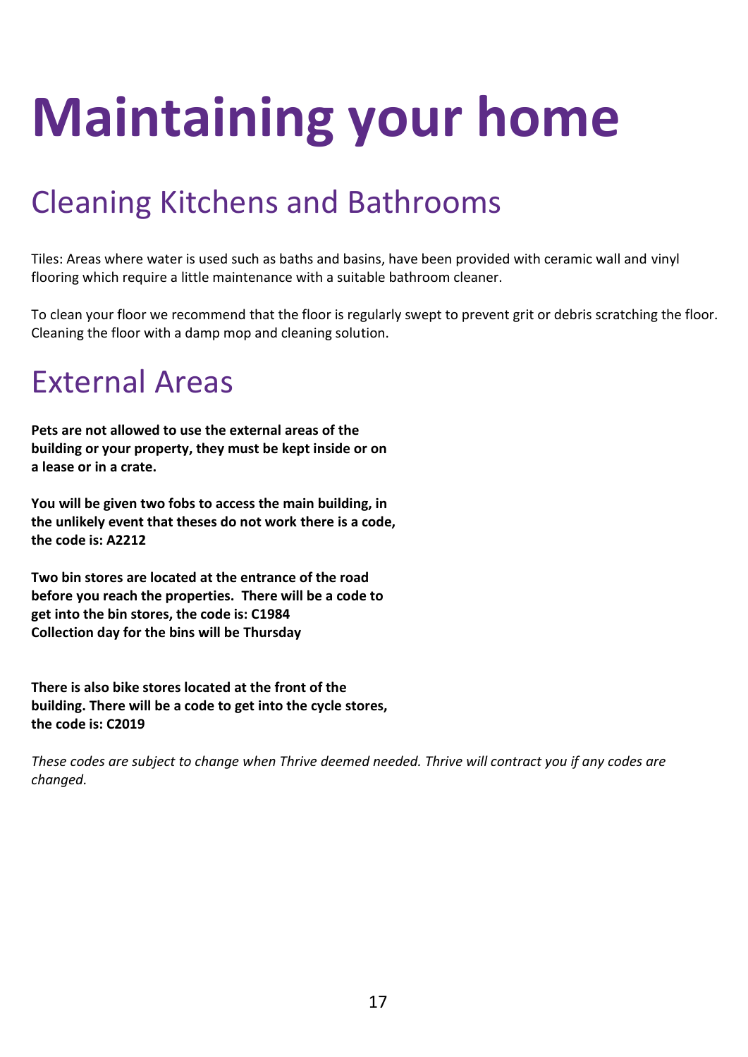# Maintaining your home

## Cleaning Kitchens and Bathrooms

Tiles: Areas where water is used such as baths and basins, have been provided with ceramic wall and vinyl flooring which require a little maintenance with a suitable bathroom cleaner.

To clean your floor we recommend that the floor is regularly swept to prevent grit or debris scratching the floor. Cleaning the floor with a damp mop and cleaning solution.

## External Areas

**Pets are not allowed to use the external areas of the building or your property, they must be kept inside or on a lease or in a crate.**

**You will be given two fobs to access the main building, in the unlikely event that theses do not work there is a code, the code is: A2212**

**Two bin stores are located at the entrance of the road before you reach the properties. There will be a code to get into the bin stores, the code is: C1984**
**Collection day for the bins will be Thursday**

**There is also bike stores located at the front of the building. There will be a code to get into the cycle stores, the code is: C2019**

*These codes are subject to change when Thrive deemed needed. Thrive will contract you if any codes are changed.*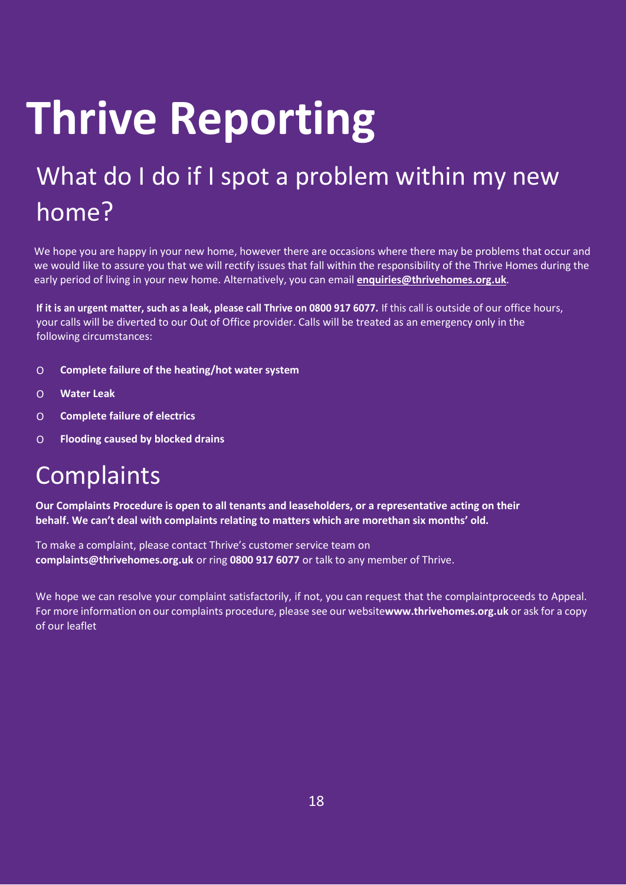# Thrive Reporting

## What do I do if I spot a problem within my new home?

We hope you are happy in your new home, however there are occasions where there may be problems that occur and we would like to assure you that we will rectify issues that fall within the responsibility of the Thrive Homes during the early period of living in your new home. Alternatively, you can email **enquiries@thrivehomes.org.uk**.

**If it is an urgent matter, such as a leak, please call Thrive on 0800 917 6077.** If this call is outside of our office hours, your calls will be diverted to our Out of Office provider. Calls will be treated as an emergency only in the following circumstances:

- **Complete failure of the heating/hot water system**
- **Water Leak**
- **Complete failure of electrics**
- **Flooding caused by blocked drains**

## Complaints

**Our Complaints Procedure is open to all tenants and leaseholders, or a representative acting on their behalf. We can't deal with complaints relating to matters which are morethan six months' old.**

To make a complaint, please contact Thrive's customer service team on **complaints@thrivehomes.org.uk** or ring **0800 917 6077** or talk to any member of Thrive.

We hope we can resolve your complaint satisfactorily, if not, you can request that the complaintproceeds to Appeal. For more information on our complaints procedure, please see our website**www.thrivehomes.org.uk** or ask for a copy of our leaflet